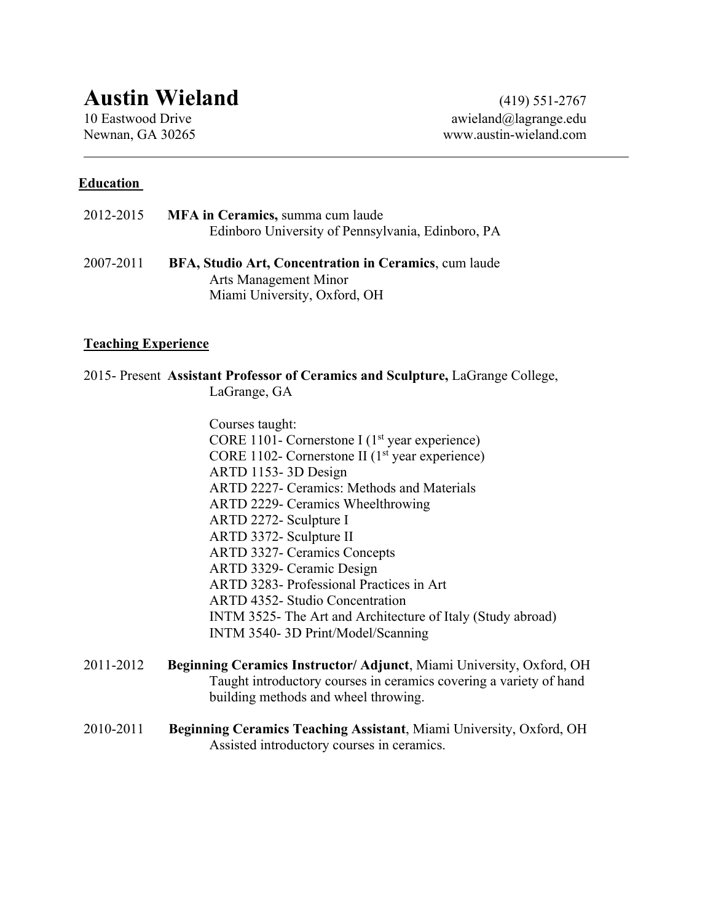# Austin Wieland

10 Eastwood Drive
Newnan, GA 30265

(419) 551-2767
awieland@lagrange.edu
www.austin-wieland.com

---

## Education

2012-2015 **MFA in Ceramics,** summa cum laude
Edinboro University of Pennsylvania, Edinboro, PA

2007-2011 **BFA, Studio Art, Concentration in Ceramics**, cum laude
Arts Management Minor
Miami University, Oxford, OH

## Teaching Experience

2015- Present **Assistant Professor of Ceramics and Sculpture,** LaGrange College, LaGrange, GA

Courses taught:
CORE 1101- Cornerstone I (1st year experience)
CORE 1102- Cornerstone II (1st year experience)
ARTD 1153- 3D Design
ARTD 2227- Ceramics: Methods and Materials
ARTD 2229- Ceramics Wheelthrowing
ARTD 2272- Sculpture I
ARTD 3372- Sculpture II
ARTD 3327- Ceramics Concepts
ARTD 3329- Ceramic Design
ARTD 3283- Professional Practices in Art
ARTD 4352- Studio Concentration
INTM 3525- The Art and Architecture of Italy (Study abroad)
INTM 3540- 3D Print/Model/Scanning

2011-2012 **Beginning Ceramics Instructor/ Adjunct**, Miami University, Oxford, OH
Taught introductory courses in ceramics covering a variety of hand building methods and wheel throwing.

2010-2011 **Beginning Ceramics Teaching Assistant**, Miami University, Oxford, OH
Assisted introductory courses in ceramics.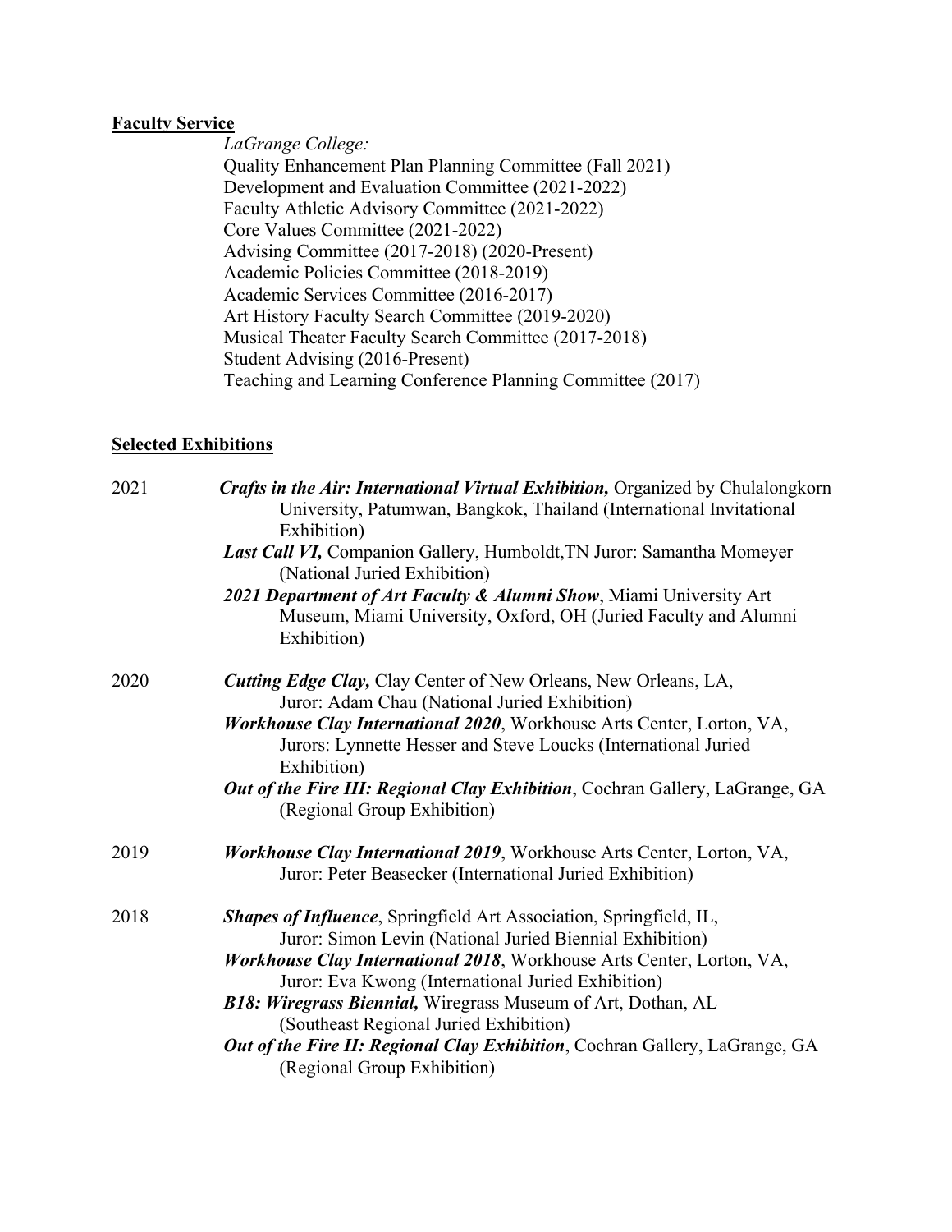**Faculty Service**

*LaGrange College:*

Quality Enhancement Plan Planning Committee (Fall 2021)
Development and Evaluation Committee (2021-2022)
Faculty Athletic Advisory Committee (2021-2022)
Core Values Committee (2021-2022)
Advising Committee (2017-2018) (2020-Present)
Academic Policies Committee (2018-2019)
Academic Services Committee (2016-2017)
Art History Faculty Search Committee (2019-2020)
Musical Theater Faculty Search Committee (2017-2018)
Student Advising (2016-Present)
Teaching and Learning Conference Planning Committee (2017)

**Selected Exhibitions**

2021

***Crafts in the Air: International Virtual Exhibition,*** Organized by Chulalongkorn University, Patumwan, Bangkok, Thailand (International Invitational Exhibition)

***Last Call VI,*** Companion Gallery, Humboldt,TN Juror: Samantha Momeyer (National Juried Exhibition)

***2021 Department of Art Faculty & Alumni Show***, Miami University Art Museum, Miami University, Oxford, OH (Juried Faculty and Alumni Exhibition)

2020

***Cutting Edge Clay,*** Clay Center of New Orleans, New Orleans, LA, Juror: Adam Chau (National Juried Exhibition)

***Workhouse Clay International 2020***, Workhouse Arts Center, Lorton, VA, Jurors: Lynnette Hesser and Steve Loucks (International Juried Exhibition)

***Out of the Fire III: Regional Clay Exhibition***, Cochran Gallery, LaGrange, GA (Regional Group Exhibition)

2019

***Workhouse Clay International 2019***, Workhouse Arts Center, Lorton, VA, Juror: Peter Beasecker (International Juried Exhibition)

2018

***Shapes of Influence***, Springfield Art Association, Springfield, IL, Juror: Simon Levin (National Juried Biennial Exhibition)

***Workhouse Clay International 2018***, Workhouse Arts Center, Lorton, VA, Juror: Eva Kwong (International Juried Exhibition)

***B18: Wiregrass Biennial,*** Wiregrass Museum of Art, Dothan, AL (Southeast Regional Juried Exhibition)

***Out of the Fire II: Regional Clay Exhibition***, Cochran Gallery, LaGrange, GA (Regional Group Exhibition)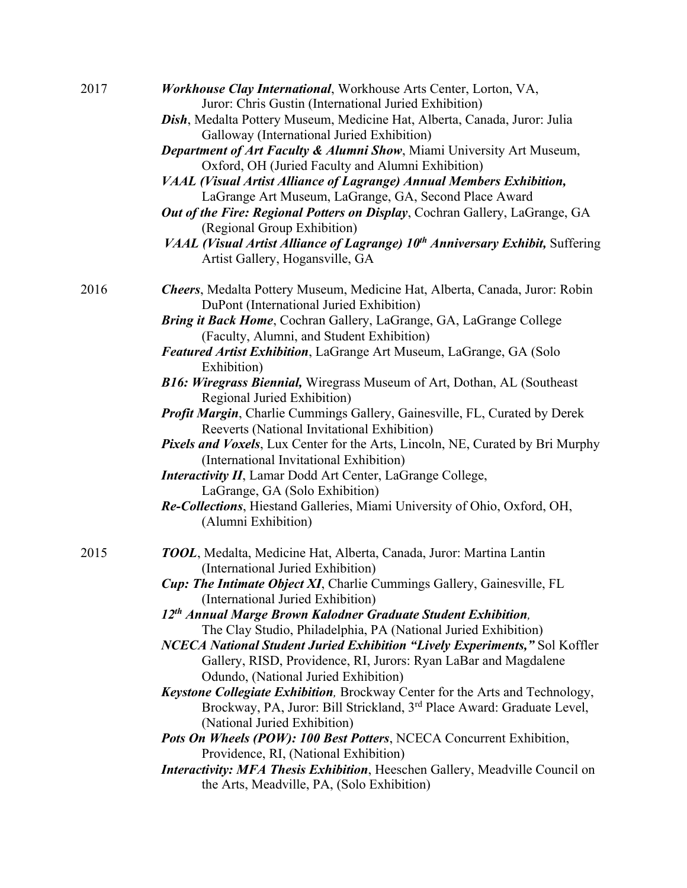2017

***Workhouse Clay International***, Workhouse Arts Center, Lorton, VA, Juror: Chris Gustin (International Juried Exhibition)

***Dish***, Medalta Pottery Museum, Medicine Hat, Alberta, Canada, Juror: Julia Galloway (International Juried Exhibition)

***Department of Art Faculty & Alumni Show***, Miami University Art Museum, Oxford, OH (Juried Faculty and Alumni Exhibition)

***VAAL (Visual Artist Alliance of Lagrange) Annual Members Exhibition,*** LaGrange Art Museum, LaGrange, GA, Second Place Award

***Out of the Fire: Regional Potters on Display***, Cochran Gallery, LaGrange, GA (Regional Group Exhibition)

***VAAL (Visual Artist Alliance of Lagrange) 10th Anniversary Exhibit,*** Suffering Artist Gallery, Hogansville, GA

2016

***Cheers***, Medalta Pottery Museum, Medicine Hat, Alberta, Canada, Juror: Robin DuPont (International Juried Exhibition)

***Bring it Back Home***, Cochran Gallery, LaGrange, GA, LaGrange College (Faculty, Alumni, and Student Exhibition)

***Featured Artist Exhibition***, LaGrange Art Museum, LaGrange, GA (Solo Exhibition)

***B16: Wiregrass Biennial,*** Wiregrass Museum of Art, Dothan, AL (Southeast Regional Juried Exhibition)

***Profit Margin***, Charlie Cummings Gallery, Gainesville, FL, Curated by Derek Reeverts (National Invitational Exhibition)

***Pixels and Voxels***, Lux Center for the Arts, Lincoln, NE, Curated by Bri Murphy (International Invitational Exhibition)

***Interactivity II***, Lamar Dodd Art Center, LaGrange College, LaGrange, GA (Solo Exhibition)

***Re-Collections***, Hiestand Galleries, Miami University of Ohio, Oxford, OH, (Alumni Exhibition)

2015

***TOOL***, Medalta, Medicine Hat, Alberta, Canada, Juror: Martina Lantin (International Juried Exhibition)

***Cup: The Intimate Object XI***, Charlie Cummings Gallery, Gainesville, FL (International Juried Exhibition)

***12th Annual Marge Brown Kalodner Graduate Student Exhibition,*** The Clay Studio, Philadelphia, PA (National Juried Exhibition)

***NCECA National Student Juried Exhibition "Lively Experiments,"*** Sol Koffler Gallery, RISD, Providence, RI, Jurors: Ryan LaBar and Magdalene Odundo, (National Juried Exhibition)

***Keystone Collegiate Exhibition,*** Brockway Center for the Arts and Technology, Brockway, PA, Juror: Bill Strickland, 3rd Place Award: Graduate Level, (National Juried Exhibition)

***Pots On Wheels (POW): 100 Best Potters***, NCECA Concurrent Exhibition, Providence, RI, (National Exhibition)

***Interactivity: MFA Thesis Exhibition***, Heeschen Gallery, Meadville Council on the Arts, Meadville, PA, (Solo Exhibition)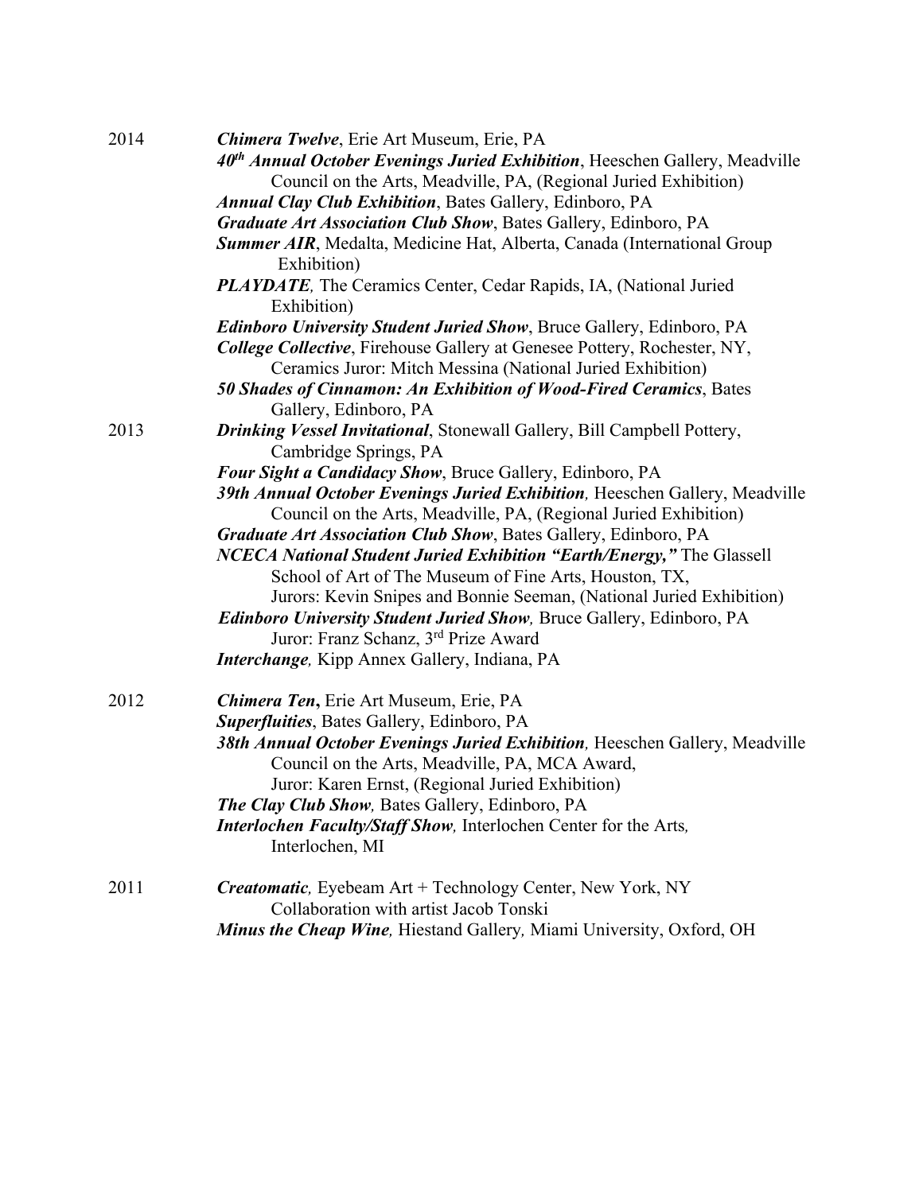2014

***Chimera Twelve***, Erie Art Museum, Erie, PA

***40th Annual October Evenings Juried Exhibition***, Heeschen Gallery, Meadville Council on the Arts, Meadville, PA, (Regional Juried Exhibition)

***Annual Clay Club Exhibition***, Bates Gallery, Edinboro, PA

***Graduate Art Association Club Show***, Bates Gallery, Edinboro, PA

***Summer AIR***, Medalta, Medicine Hat, Alberta, Canada (International Group Exhibition)

***PLAYDATE**,* The Ceramics Center, Cedar Rapids, IA, (National Juried Exhibition)

***Edinboro University Student Juried Show***, Bruce Gallery, Edinboro, PA

***College Collective***, Firehouse Gallery at Genesee Pottery, Rochester, NY, Ceramics Juror: Mitch Messina (National Juried Exhibition)

***50 Shades of Cinnamon: An Exhibition of Wood-Fired Ceramics***, Bates Gallery, Edinboro, PA

2013

***Drinking Vessel Invitational***, Stonewall Gallery, Bill Campbell Pottery, Cambridge Springs, PA

***Four Sight a Candidacy Show***, Bruce Gallery, Edinboro, PA

***39th Annual October Evenings Juried Exhibition**,* Heeschen Gallery, Meadville Council on the Arts, Meadville, PA, (Regional Juried Exhibition)

***Graduate Art Association Club Show***, Bates Gallery, Edinboro, PA

***NCECA National Student Juried Exhibition "Earth/Energy,"*** The Glassell School of Art of The Museum of Fine Arts, Houston, TX, Jurors: Kevin Snipes and Bonnie Seeman, (National Juried Exhibition)

***Edinboro University Student Juried Show**,* Bruce Gallery, Edinboro, PA Juror: Franz Schanz, 3rd Prize Award

***Interchange**,* Kipp Annex Gallery, Indiana, PA

2012

***Chimera Ten*****,** Erie Art Museum, Erie, PA

***Superfluities***, Bates Gallery, Edinboro, PA

***38th Annual October Evenings Juried Exhibition**,* Heeschen Gallery, Meadville Council on the Arts, Meadville, PA, MCA Award, Juror: Karen Ernst, (Regional Juried Exhibition)

***The Clay Club Show**,* Bates Gallery, Edinboro, PA

***Interlochen Faculty/Staff Show**,* Interlochen Center for the Arts*,* Interlochen, MI

2011

***Creatomatic**,* Eyebeam Art + Technology Center, New York, NY Collaboration with artist Jacob Tonski

***Minus the Cheap Wine**,* Hiestand Gallery*,* Miami University, Oxford, OH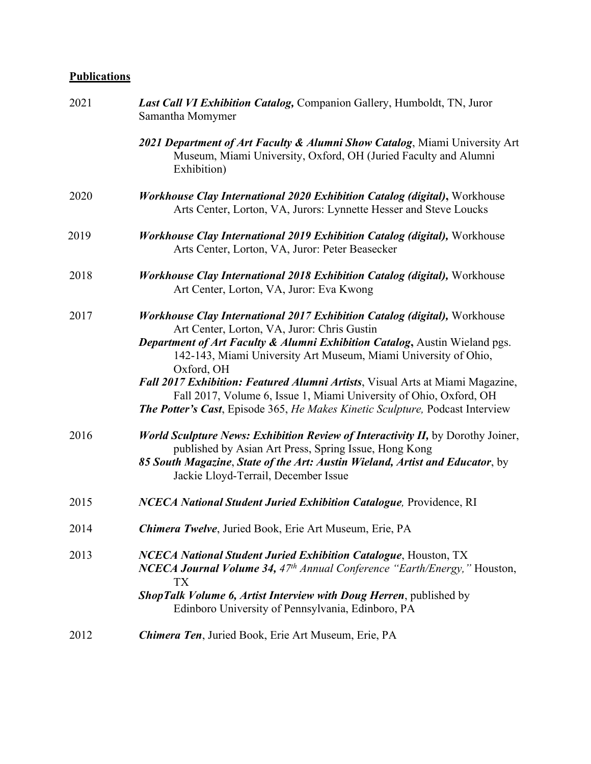## Publications

2021 ***Last Call VI Exhibition Catalog,*** Companion Gallery, Humboldt, TN, Juror Samantha Momymer

***2021 Department of Art Faculty & Alumni Show Catalog***, Miami University Art Museum, Miami University, Oxford, OH (Juried Faculty and Alumni Exhibition)

2020 ***Workhouse Clay International 2020 Exhibition Catalog (digital),*** Workhouse Arts Center, Lorton, VA, Jurors: Lynnette Hesser and Steve Loucks

2019 ***Workhouse Clay International 2019 Exhibition Catalog (digital),*** Workhouse Arts Center, Lorton, VA, Juror: Peter Beasecker

2018 ***Workhouse Clay International 2018 Exhibition Catalog (digital),*** Workhouse Art Center, Lorton, VA, Juror: Eva Kwong

2017 ***Workhouse Clay International 2017 Exhibition Catalog (digital),*** Workhouse Art Center, Lorton, VA, Juror: Chris Gustin

***Department of Art Faculty & Alumni Exhibition Catalog*****,** Austin Wieland pgs. 142-143, Miami University Art Museum, Miami University of Ohio, Oxford, OH

***Fall 2017 Exhibition: Featured Alumni Artists***, Visual Arts at Miami Magazine, Fall 2017, Volume 6, Issue 1, Miami University of Ohio, Oxford, OH

***The Potter's Cast***, Episode 365, *He Makes Kinetic Sculpture,* Podcast Interview

2016 ***World Sculpture News: Exhibition Review of Interactivity II,*** by Dorothy Joiner, published by Asian Art Press, Spring Issue, Hong Kong

***85 South Magazine***, ***State of the Art: Austin Wieland, Artist and Educator***, by Jackie Lloyd-Terrail, December Issue

2015 ***NCECA National Student Juried Exhibition Catalogue****,* Providence, RI

2014 ***Chimera Twelve***, Juried Book, Erie Art Museum, Erie, PA

2013 ***NCECA National Student Juried Exhibition Catalogue***, Houston, TX

***NCECA Journal Volume 34,*** *47th Annual Conference "Earth/Energy,"* Houston, TX

***ShopTalk Volume 6, Artist Interview with Doug Herren***, published by Edinboro University of Pennsylvania, Edinboro, PA

2012 ***Chimera Ten***, Juried Book, Erie Art Museum, Erie, PA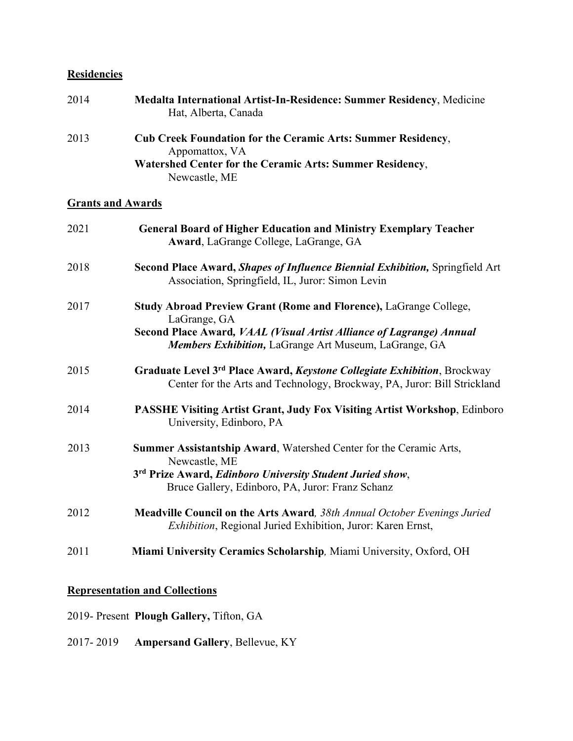## Residencies

2014 **Medalta International Artist-In-Residence: Summer Residency**, Medicine Hat, Alberta, Canada

2013 **Cub Creek Foundation for the Ceramic Arts: Summer Residency**, Appomattox, VA
**Watershed Center for the Ceramic Arts: Summer Residency**, Newcastle, ME

## Grants and Awards

2021 **General Board of Higher Education and Ministry Exemplary Teacher Award**, LaGrange College, LaGrange, GA

2018 **Second Place Award, *Shapes of Influence Biennial Exhibition,*** Springfield Art Association, Springfield, IL, Juror: Simon Levin

2017 **Study Abroad Preview Grant (Rome and Florence),** LaGrange College, LaGrange, GA
**Second Place Award*, VAAL (Visual Artist Alliance of Lagrange) Annual Members Exhibition,*** LaGrange Art Museum, LaGrange, GA

2015 **Graduate Level 3rd Place Award, *Keystone Collegiate Exhibition***, Brockway Center for the Arts and Technology, Brockway, PA, Juror: Bill Strickland

2014 **PASSHE Visiting Artist Grant, Judy Fox Visiting Artist Workshop**, Edinboro University, Edinboro, PA

2013 **Summer Assistantship Award**, Watershed Center for the Ceramic Arts, Newcastle, ME
**3rd Prize Award, *Edinboro University Student Juried show***, Bruce Gallery, Edinboro, PA, Juror: Franz Schanz

2012 **Meadville Council on the Arts Award***, 38th Annual October Evenings Juried Exhibition*, Regional Juried Exhibition, Juror: Karen Ernst,

2011 **Miami University Ceramics Scholarship***,* Miami University, Oxford, OH

## Representation and Collections

2019- Present **Plough Gallery,** Tifton, GA

2017- 2019 **Ampersand Gallery**, Bellevue, KY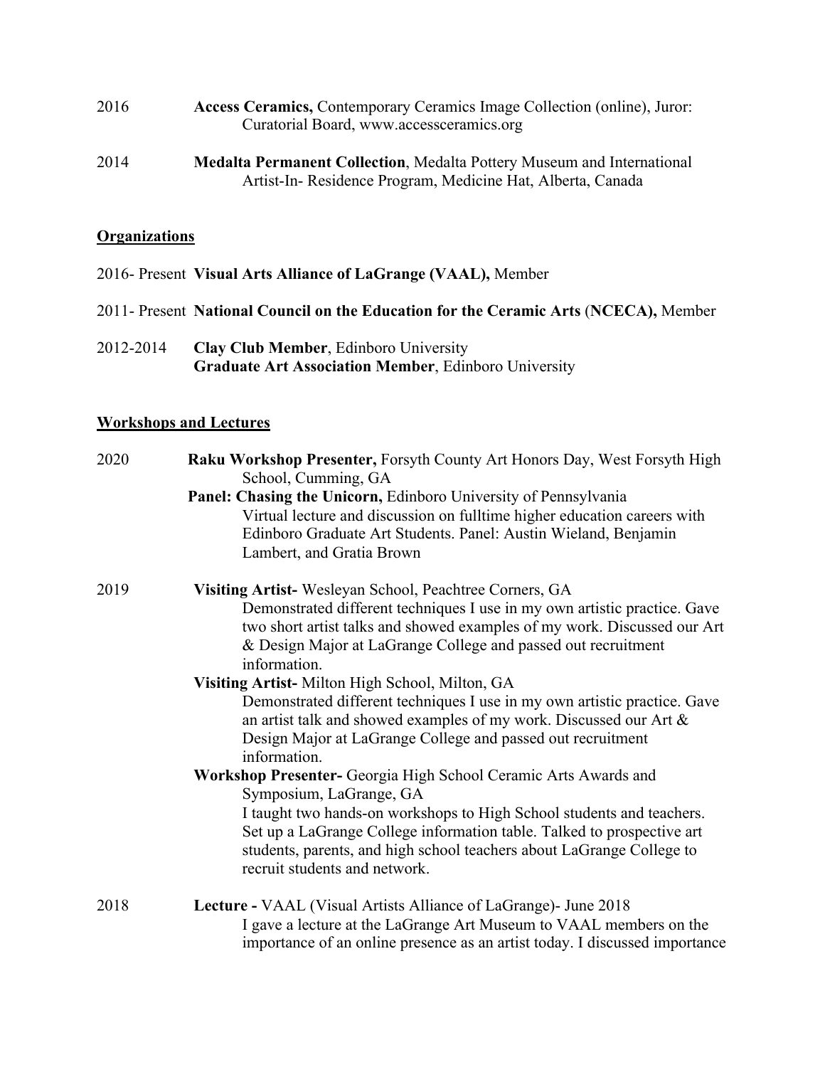2016 **Access Ceramics,** Contemporary Ceramics Image Collection (online), Juror: Curatorial Board, www.accessceramics.org

2014 **Medalta Permanent Collection**, Medalta Pottery Museum and International Artist-In- Residence Program, Medicine Hat, Alberta, Canada

## Organizations

2016- Present **Visual Arts Alliance of LaGrange (VAAL),** Member

2011- Present **National Council on the Education for the Ceramic Arts (NCECA),** Member

2012-2014 **Clay Club Member**, Edinboro University
**Graduate Art Association Member**, Edinboro University

## Workshops and Lectures

2020 **Raku Workshop Presenter,** Forsyth County Art Honors Day, West Forsyth High School, Cumming, GA

**Panel: Chasing the Unicorn,** Edinboro University of Pennsylvania
Virtual lecture and discussion on fulltime higher education careers with Edinboro Graduate Art Students. Panel: Austin Wieland, Benjamin Lambert, and Gratia Brown

2019 **Visiting Artist-** Wesleyan School, Peachtree Corners, GA
Demonstrated different techniques I use in my own artistic practice. Gave two short artist talks and showed examples of my work. Discussed our Art & Design Major at LaGrange College and passed out recruitment information.

**Visiting Artist-** Milton High School, Milton, GA
Demonstrated different techniques I use in my own artistic practice. Gave an artist talk and showed examples of my work. Discussed our Art & Design Major at LaGrange College and passed out recruitment information.

**Workshop Presenter-** Georgia High School Ceramic Arts Awards and Symposium, LaGrange, GA
I taught two hands-on workshops to High School students and teachers. Set up a LaGrange College information table. Talked to prospective art students, parents, and high school teachers about LaGrange College to recruit students and network.

2018 **Lecture -** VAAL (Visual Artists Alliance of LaGrange)- June 2018
I gave a lecture at the LaGrange Art Museum to VAAL members on the importance of an online presence as an artist today. I discussed importance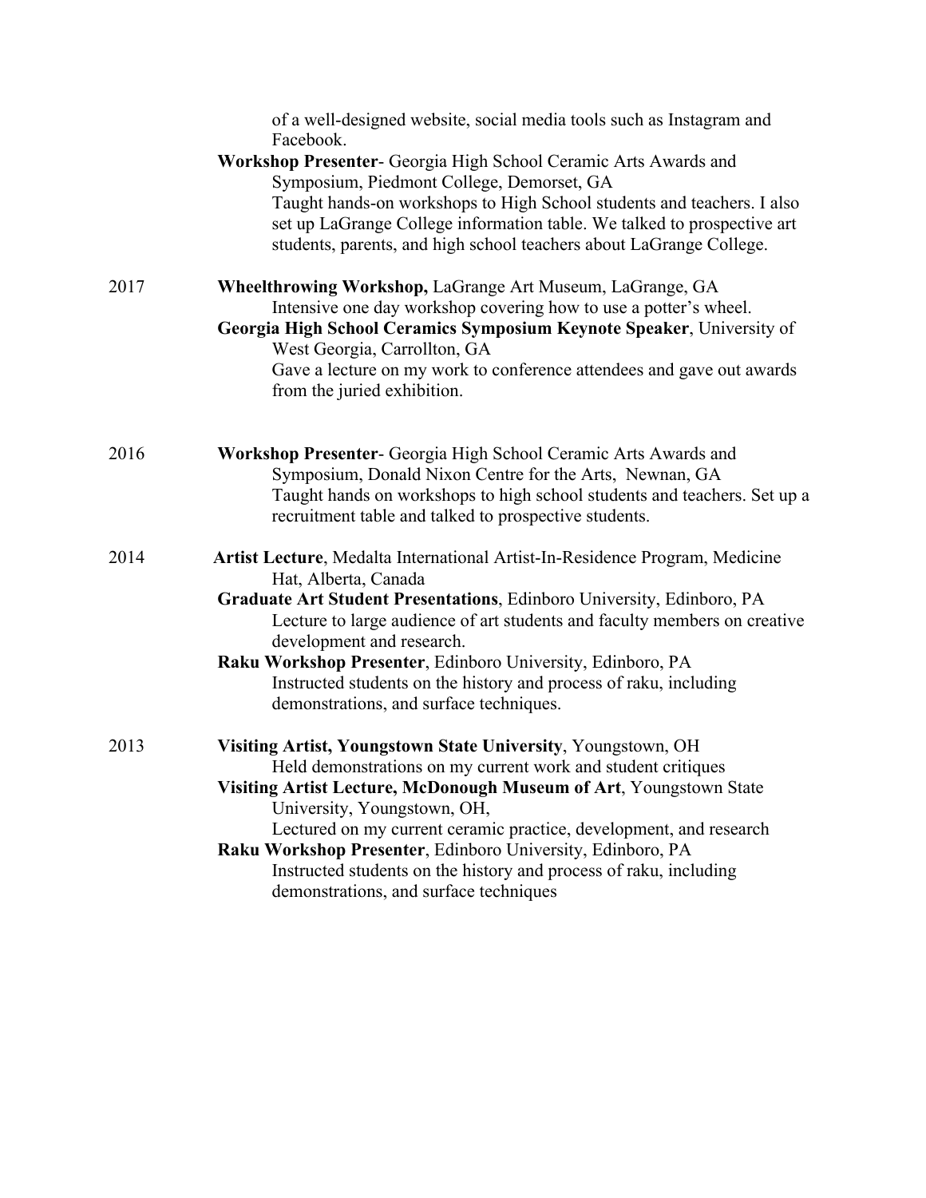of a well-designed website, social media tools such as Instagram and Facebook.

**Workshop Presenter**- Georgia High School Ceramic Arts Awards and Symposium, Piedmont College, Demorset, GA
Taught hands-on workshops to High School students and teachers. I also set up LaGrange College information table. We talked to prospective art students, parents, and high school teachers about LaGrange College.

2017

**Wheelthrowing Workshop,** LaGrange Art Museum, LaGrange, GA
Intensive one day workshop covering how to use a potter's wheel.

**Georgia High School Ceramics Symposium Keynote Speaker**, University of West Georgia, Carrollton, GA
Gave a lecture on my work to conference attendees and gave out awards from the juried exhibition.

2016

**Workshop Presenter**- Georgia High School Ceramic Arts Awards and Symposium, Donald Nixon Centre for the Arts, Newnan, GA
Taught hands on workshops to high school students and teachers. Set up a recruitment table and talked to prospective students.

2014

**Artist Lecture**, Medalta International Artist-In-Residence Program, Medicine Hat, Alberta, Canada

**Graduate Art Student Presentations**, Edinboro University, Edinboro, PA
Lecture to large audience of art students and faculty members on creative development and research.

**Raku Workshop Presenter**, Edinboro University, Edinboro, PA
Instructed students on the history and process of raku, including demonstrations, and surface techniques.

2013

**Visiting Artist, Youngstown State University**, Youngstown, OH
Held demonstrations on my current work and student critiques

**Visiting Artist Lecture, McDonough Museum of Art**, Youngstown State University, Youngstown, OH,
Lectured on my current ceramic practice, development, and research

**Raku Workshop Presenter**, Edinboro University, Edinboro, PA
Instructed students on the history and process of raku, including demonstrations, and surface techniques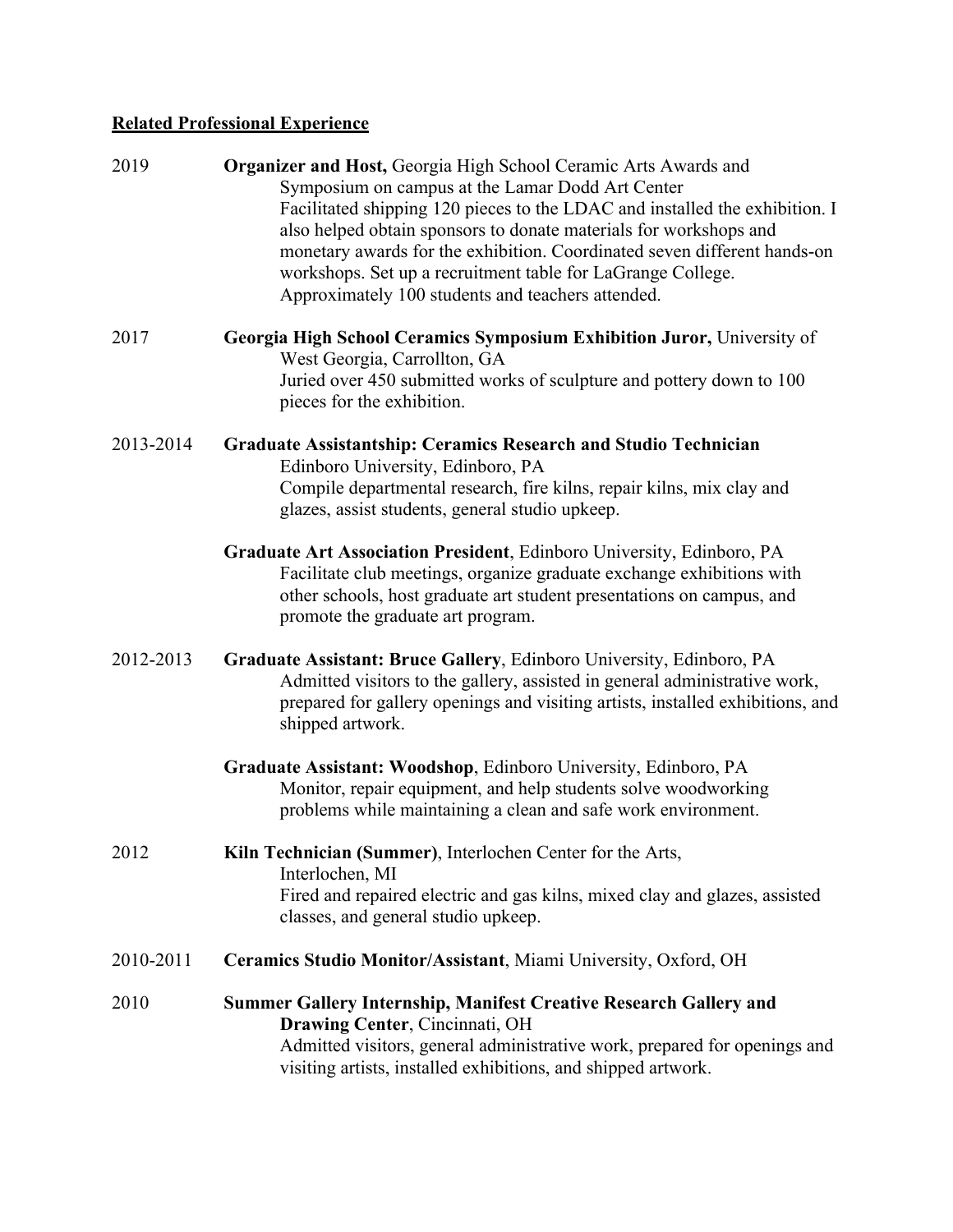## Related Professional Experience

2019 **Organizer and Host,** Georgia High School Ceramic Arts Awards and Symposium on campus at the Lamar Dodd Art Center
Facilitated shipping 120 pieces to the LDAC and installed the exhibition. I also helped obtain sponsors to donate materials for workshops and monetary awards for the exhibition. Coordinated seven different hands-on workshops. Set up a recruitment table for LaGrange College. Approximately 100 students and teachers attended.

2017 **Georgia High School Ceramics Symposium Exhibition Juror,** University of West Georgia, Carrollton, GA
Juried over 450 submitted works of sculpture and pottery down to 100 pieces for the exhibition.

2013-2014 **Graduate Assistantship: Ceramics Research and Studio Technician**
Edinboro University, Edinboro, PA
Compile departmental research, fire kilns, repair kilns, mix clay and glazes, assist students, general studio upkeep.

**Graduate Art Association President**, Edinboro University, Edinboro, PA
Facilitate club meetings, organize graduate exchange exhibitions with other schools, host graduate art student presentations on campus, and promote the graduate art program.

2012-2013 **Graduate Assistant: Bruce Gallery**, Edinboro University, Edinboro, PA
Admitted visitors to the gallery, assisted in general administrative work, prepared for gallery openings and visiting artists, installed exhibitions, and shipped artwork.

**Graduate Assistant: Woodshop**, Edinboro University, Edinboro, PA
Monitor, repair equipment, and help students solve woodworking problems while maintaining a clean and safe work environment.

2012 **Kiln Technician (Summer)**, Interlochen Center for the Arts, Interlochen, MI
Fired and repaired electric and gas kilns, mixed clay and glazes, assisted classes, and general studio upkeep.

2010-2011 **Ceramics Studio Monitor/Assistant**, Miami University, Oxford, OH

2010 **Summer Gallery Internship, Manifest Creative Research Gallery and Drawing Center**, Cincinnati, OH
Admitted visitors, general administrative work, prepared for openings and visiting artists, installed exhibitions, and shipped artwork.